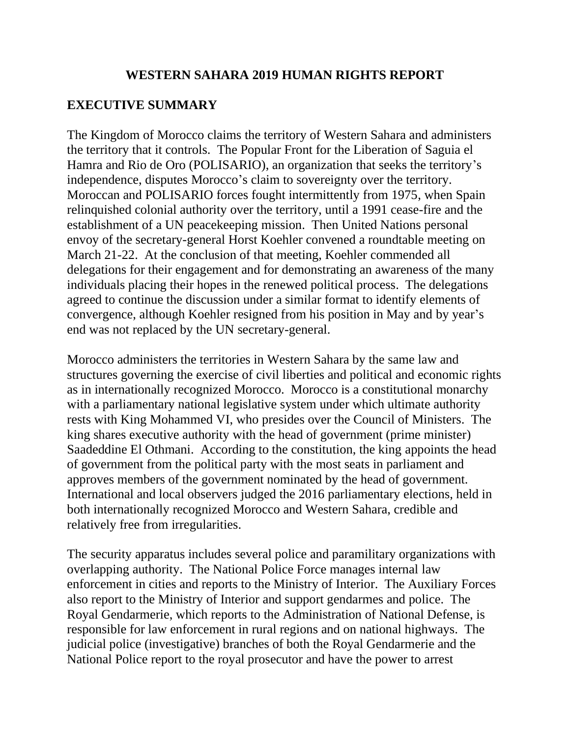# WESTERN SAHARA 2019 HUMAN RIGHTS REPORT

## EXECUTIVE SUMMARY

The Kingdom of Morocco claims the territory of Western Sahara and administers the territory that it controls. The Popular Front for the Liberation of Saguia el Hamra and Rio de Oro (POLISARIO), an organization that seeks the territory's independence, disputes Morocco's claim to sovereignty over the territory. Moroccan and POLISARIO forces fought intermittently from 1975, when Spain relinquished colonial authority over the territory, until a 1991 cease-fire and the establishment of a UN peacekeeping mission. Then United Nations personal envoy of the secretary-general Horst Koehler convened a roundtable meeting on March 21-22. At the conclusion of that meeting, Koehler commended all delegations for their engagement and for demonstrating an awareness of the many individuals placing their hopes in the renewed political process. The delegations agreed to continue the discussion under a similar format to identify elements of convergence, although Koehler resigned from his position in May and by year's end was not replaced by the UN secretary-general.

Morocco administers the territories in Western Sahara by the same law and structures governing the exercise of civil liberties and political and economic rights as in internationally recognized Morocco. Morocco is a constitutional monarchy with a parliamentary national legislative system under which ultimate authority rests with King Mohammed VI, who presides over the Council of Ministers. The king shares executive authority with the head of government (prime minister) Saadeddine El Othmani. According to the constitution, the king appoints the head of government from the political party with the most seats in parliament and approves members of the government nominated by the head of government. International and local observers judged the 2016 parliamentary elections, held in both internationally recognized Morocco and Western Sahara, credible and relatively free from irregularities.

The security apparatus includes several police and paramilitary organizations with overlapping authority. The National Police Force manages internal law enforcement in cities and reports to the Ministry of Interior. The Auxiliary Forces also report to the Ministry of Interior and support gendarmes and police. The Royal Gendarmerie, which reports to the Administration of National Defense, is responsible for law enforcement in rural regions and on national highways. The judicial police (investigative) branches of both the Royal Gendarmerie and the National Police report to the royal prosecutor and have the power to arrest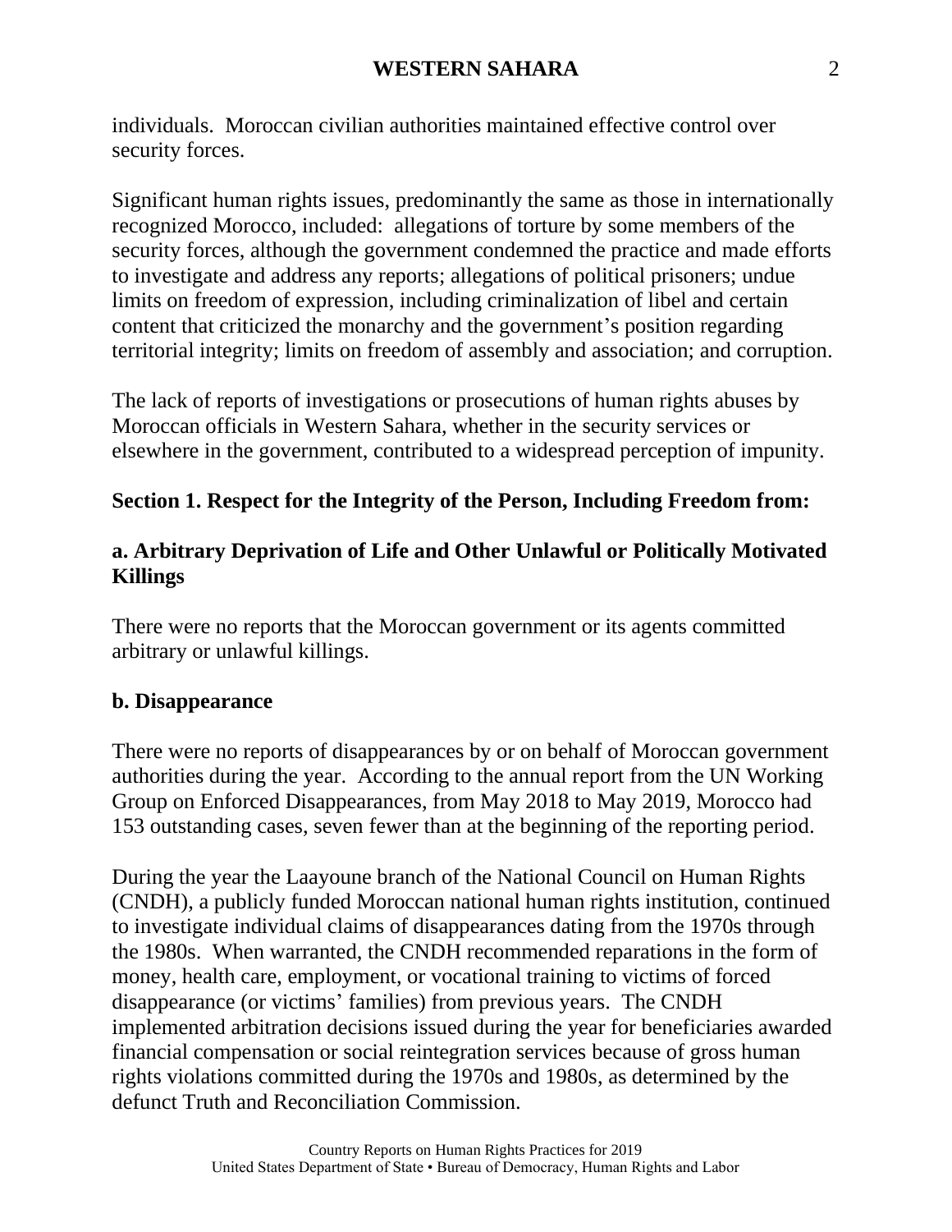individuals. Moroccan civilian authorities maintained effective control over security forces.

Significant human rights issues, predominantly the same as those in internationally recognized Morocco, included: allegations of torture by some members of the security forces, although the government condemned the practice and made efforts to investigate and address any reports; allegations of political prisoners; undue limits on freedom of expression, including criminalization of libel and certain content that criticized the monarchy and the government's position regarding territorial integrity; limits on freedom of assembly and association; and corruption.

The lack of reports of investigations or prosecutions of human rights abuses by Moroccan officials in Western Sahara, whether in the security services or elsewhere in the government, contributed to a widespread perception of impunity.

## Section 1. Respect for the Integrity of the Person, Including Freedom from:

### a. Arbitrary Deprivation of Life and Other Unlawful or Politically Motivated Killings

There were no reports that the Moroccan government or its agents committed arbitrary or unlawful killings.

### b. Disappearance

There were no reports of disappearances by or on behalf of Moroccan government authorities during the year. According to the annual report from the UN Working Group on Enforced Disappearances, from May 2018 to May 2019, Morocco had 153 outstanding cases, seven fewer than at the beginning of the reporting period.

During the year the Laayoune branch of the National Council on Human Rights (CNDH), a publicly funded Moroccan national human rights institution, continued to investigate individual claims of disappearances dating from the 1970s through the 1980s. When warranted, the CNDH recommended reparations in the form of money, health care, employment, or vocational training to victims of forced disappearance (or victims' families) from previous years. The CNDH implemented arbitration decisions issued during the year for beneficiaries awarded financial compensation or social reintegration services because of gross human rights violations committed during the 1970s and 1980s, as determined by the defunct Truth and Reconciliation Commission.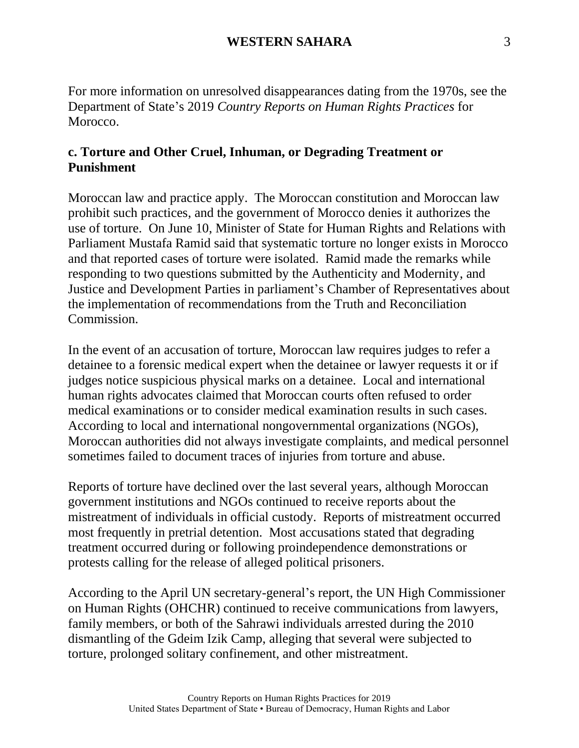For more information on unresolved disappearances dating from the 1970s, see the Department of State's 2019 *Country Reports on Human Rights Practices* for Morocco.

## c. Torture and Other Cruel, Inhuman, or Degrading Treatment or Punishment

Moroccan law and practice apply. The Moroccan constitution and Moroccan law prohibit such practices, and the government of Morocco denies it authorizes the use of torture. On June 10, Minister of State for Human Rights and Relations with Parliament Mustafa Ramid said that systematic torture no longer exists in Morocco and that reported cases of torture were isolated. Ramid made the remarks while responding to two questions submitted by the Authenticity and Modernity, and Justice and Development Parties in parliament's Chamber of Representatives about the implementation of recommendations from the Truth and Reconciliation Commission.

In the event of an accusation of torture, Moroccan law requires judges to refer a detainee to a forensic medical expert when the detainee or lawyer requests it or if judges notice suspicious physical marks on a detainee. Local and international human rights advocates claimed that Moroccan courts often refused to order medical examinations or to consider medical examination results in such cases. According to local and international nongovernmental organizations (NGOs), Moroccan authorities did not always investigate complaints, and medical personnel sometimes failed to document traces of injuries from torture and abuse.

Reports of torture have declined over the last several years, although Moroccan government institutions and NGOs continued to receive reports about the mistreatment of individuals in official custody. Reports of mistreatment occurred most frequently in pretrial detention. Most accusations stated that degrading treatment occurred during or following proindependence demonstrations or protests calling for the release of alleged political prisoners.

According to the April UN secretary-general's report, the UN High Commissioner on Human Rights (OHCHR) continued to receive communications from lawyers, family members, or both of the Sahrawi individuals arrested during the 2010 dismantling of the Gdeim Izik Camp, alleging that several were subjected to torture, prolonged solitary confinement, and other mistreatment.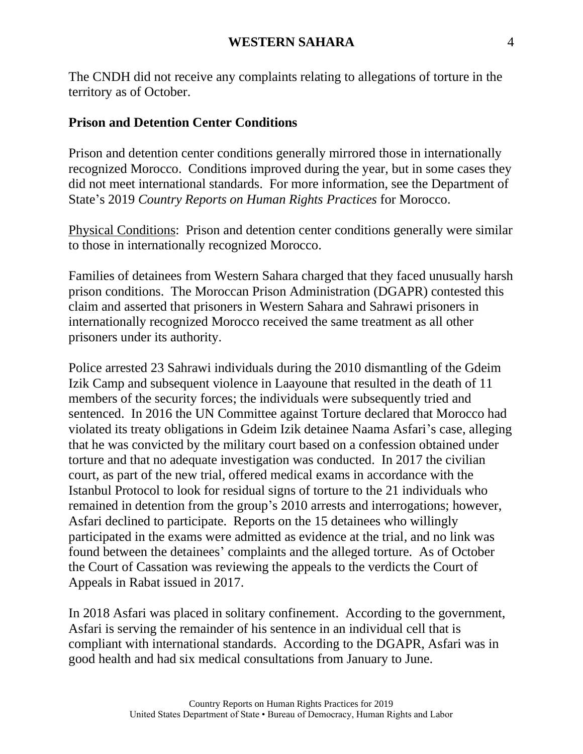The CNDH did not receive any complaints relating to allegations of torture in the territory as of October.

### Prison and Detention Center Conditions

Prison and detention center conditions generally mirrored those in internationally recognized Morocco. Conditions improved during the year, but in some cases they did not meet international standards. For more information, see the Department of State's 2019 *Country Reports on Human Rights Practices* for Morocco.

Physical Conditions: Prison and detention center conditions generally were similar to those in internationally recognized Morocco.

Families of detainees from Western Sahara charged that they faced unusually harsh prison conditions. The Moroccan Prison Administration (DGAPR) contested this claim and asserted that prisoners in Western Sahara and Sahrawi prisoners in internationally recognized Morocco received the same treatment as all other prisoners under its authority.

Police arrested 23 Sahrawi individuals during the 2010 dismantling of the Gdeim Izik Camp and subsequent violence in Laayoune that resulted in the death of 11 members of the security forces; the individuals were subsequently tried and sentenced. In 2016 the UN Committee against Torture declared that Morocco had violated its treaty obligations in Gdeim Izik detainee Naama Asfari's case, alleging that he was convicted by the military court based on a confession obtained under torture and that no adequate investigation was conducted. In 2017 the civilian court, as part of the new trial, offered medical exams in accordance with the Istanbul Protocol to look for residual signs of torture to the 21 individuals who remained in detention from the group's 2010 arrests and interrogations; however, Asfari declined to participate. Reports on the 15 detainees who willingly participated in the exams were admitted as evidence at the trial, and no link was found between the detainees' complaints and the alleged torture. As of October the Court of Cassation was reviewing the appeals to the verdicts the Court of Appeals in Rabat issued in 2017.

In 2018 Asfari was placed in solitary confinement. According to the government, Asfari is serving the remainder of his sentence in an individual cell that is compliant with international standards. According to the DGAPR, Asfari was in good health and had six medical consultations from January to June.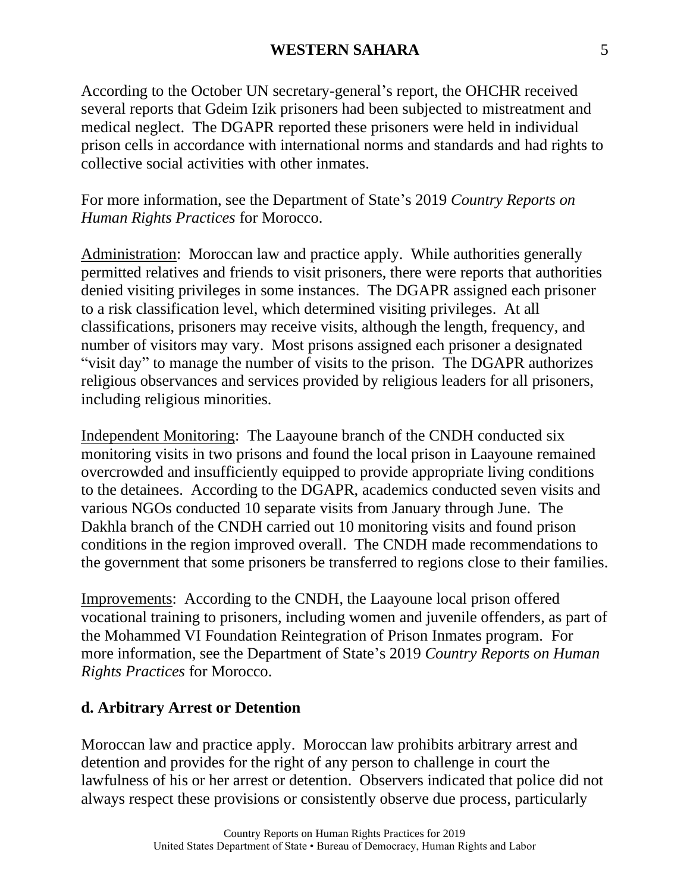According to the October UN secretary-general's report, the OHCHR received several reports that Gdeim Izik prisoners had been subjected to mistreatment and medical neglect. The DGAPR reported these prisoners were held in individual prison cells in accordance with international norms and standards and had rights to collective social activities with other inmates.

For more information, see the Department of State's 2019 *Country Reports on Human Rights Practices* for Morocco.

Administration: Moroccan law and practice apply. While authorities generally permitted relatives and friends to visit prisoners, there were reports that authorities denied visiting privileges in some instances. The DGAPR assigned each prisoner to a risk classification level, which determined visiting privileges. At all classifications, prisoners may receive visits, although the length, frequency, and number of visitors may vary. Most prisons assigned each prisoner a designated "visit day" to manage the number of visits to the prison. The DGAPR authorizes religious observances and services provided by religious leaders for all prisoners, including religious minorities.

Independent Monitoring: The Laayoune branch of the CNDH conducted six monitoring visits in two prisons and found the local prison in Laayoune remained overcrowded and insufficiently equipped to provide appropriate living conditions to the detainees. According to the DGAPR, academics conducted seven visits and various NGOs conducted 10 separate visits from January through June. The Dakhla branch of the CNDH carried out 10 monitoring visits and found prison conditions in the region improved overall. The CNDH made recommendations to the government that some prisoners be transferred to regions close to their families.

Improvements: According to the CNDH, the Laayoune local prison offered vocational training to prisoners, including women and juvenile offenders, as part of the Mohammed VI Foundation Reintegration of Prison Inmates program. For more information, see the Department of State's 2019 *Country Reports on Human Rights Practices* for Morocco.

### d. Arbitrary Arrest or Detention

Moroccan law and practice apply. Moroccan law prohibits arbitrary arrest and detention and provides for the right of any person to challenge in court the lawfulness of his or her arrest or detention. Observers indicated that police did not always respect these provisions or consistently observe due process, particularly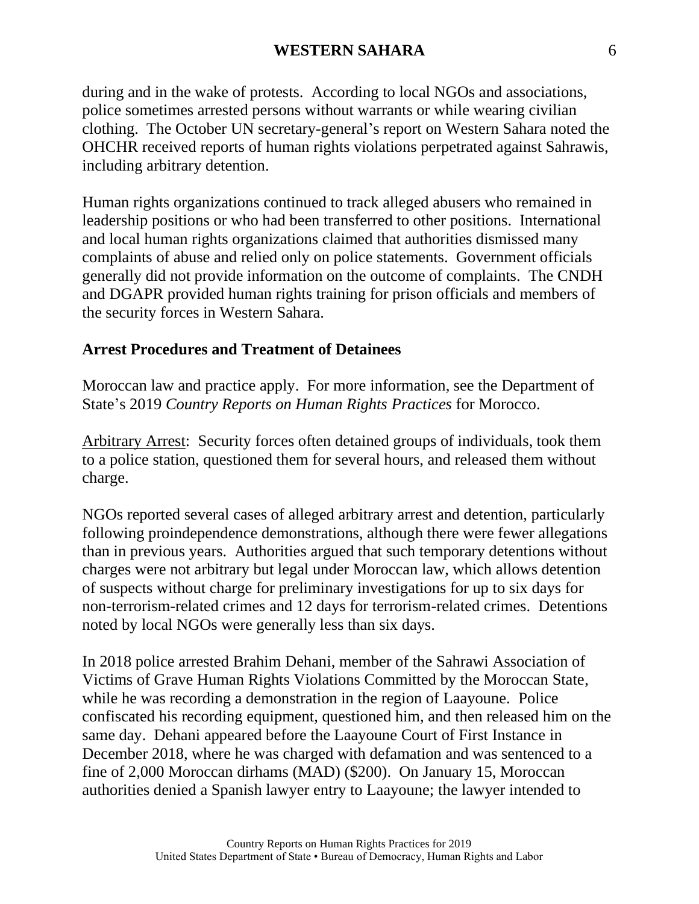during and in the wake of protests. According to local NGOs and associations, police sometimes arrested persons without warrants or while wearing civilian clothing. The October UN secretary-general's report on Western Sahara noted the OHCHR received reports of human rights violations perpetrated against Sahrawis, including arbitrary detention.

Human rights organizations continued to track alleged abusers who remained in leadership positions or who had been transferred to other positions. International and local human rights organizations claimed that authorities dismissed many complaints of abuse and relied only on police statements. Government officials generally did not provide information on the outcome of complaints. The CNDH and DGAPR provided human rights training for prison officials and members of the security forces in Western Sahara.

## Arrest Procedures and Treatment of Detainees

Moroccan law and practice apply. For more information, see the Department of State's 2019 *Country Reports on Human Rights Practices* for Morocco.

Arbitrary Arrest: Security forces often detained groups of individuals, took them to a police station, questioned them for several hours, and released them without charge.

NGOs reported several cases of alleged arbitrary arrest and detention, particularly following proindependence demonstrations, although there were fewer allegations than in previous years. Authorities argued that such temporary detentions without charges were not arbitrary but legal under Moroccan law, which allows detention of suspects without charge for preliminary investigations for up to six days for non-terrorism-related crimes and 12 days for terrorism-related crimes. Detentions noted by local NGOs were generally less than six days.

In 2018 police arrested Brahim Dehani, member of the Sahrawi Association of Victims of Grave Human Rights Violations Committed by the Moroccan State, while he was recording a demonstration in the region of Laayoune. Police confiscated his recording equipment, questioned him, and then released him on the same day. Dehani appeared before the Laayoune Court of First Instance in December 2018, where he was charged with defamation and was sentenced to a fine of 2,000 Moroccan dirhams (MAD) ($200). On January 15, Moroccan authorities denied a Spanish lawyer entry to Laayoune; the lawyer intended to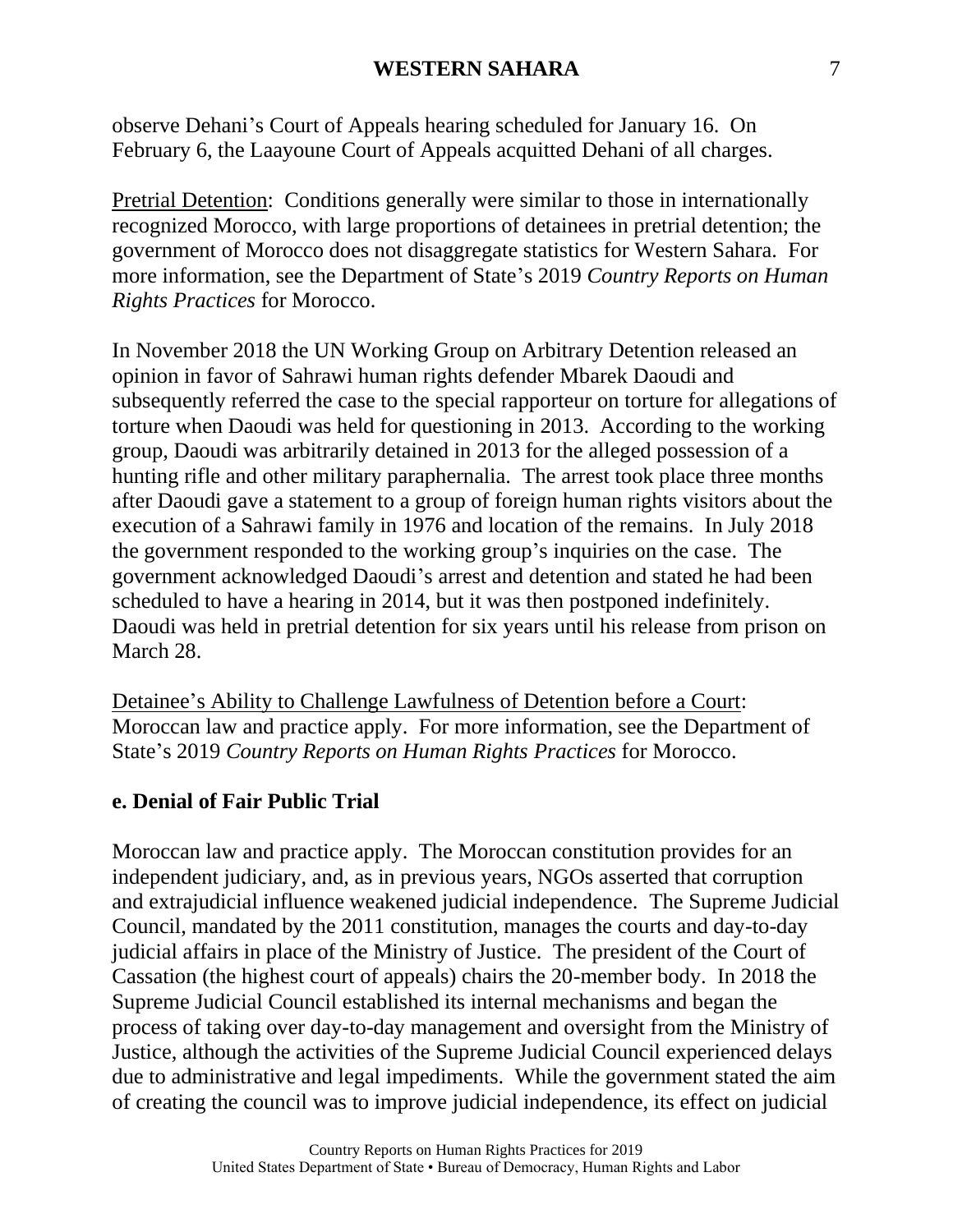observe Dehani's Court of Appeals hearing scheduled for January 16. On February 6, the Laayoune Court of Appeals acquitted Dehani of all charges.

Pretrial Detention: Conditions generally were similar to those in internationally recognized Morocco, with large proportions of detainees in pretrial detention; the government of Morocco does not disaggregate statistics for Western Sahara. For more information, see the Department of State's 2019 *Country Reports on Human Rights Practices* for Morocco.

In November 2018 the UN Working Group on Arbitrary Detention released an opinion in favor of Sahrawi human rights defender Mbarek Daoudi and subsequently referred the case to the special rapporteur on torture for allegations of torture when Daoudi was held for questioning in 2013. According to the working group, Daoudi was arbitrarily detained in 2013 for the alleged possession of a hunting rifle and other military paraphernalia. The arrest took place three months after Daoudi gave a statement to a group of foreign human rights visitors about the execution of a Sahrawi family in 1976 and location of the remains. In July 2018 the government responded to the working group's inquiries on the case. The government acknowledged Daoudi's arrest and detention and stated he had been scheduled to have a hearing in 2014, but it was then postponed indefinitely. Daoudi was held in pretrial detention for six years until his release from prison on March 28.

Detainee's Ability to Challenge Lawfulness of Detention before a Court: Moroccan law and practice apply. For more information, see the Department of State's 2019 *Country Reports on Human Rights Practices* for Morocco.

### e. Denial of Fair Public Trial

Moroccan law and practice apply. The Moroccan constitution provides for an independent judiciary, and, as in previous years, NGOs asserted that corruption and extrajudicial influence weakened judicial independence. The Supreme Judicial Council, mandated by the 2011 constitution, manages the courts and day-to-day judicial affairs in place of the Ministry of Justice. The president of the Court of Cassation (the highest court of appeals) chairs the 20-member body. In 2018 the Supreme Judicial Council established its internal mechanisms and began the process of taking over day-to-day management and oversight from the Ministry of Justice, although the activities of the Supreme Judicial Council experienced delays due to administrative and legal impediments. While the government stated the aim of creating the council was to improve judicial independence, its effect on judicial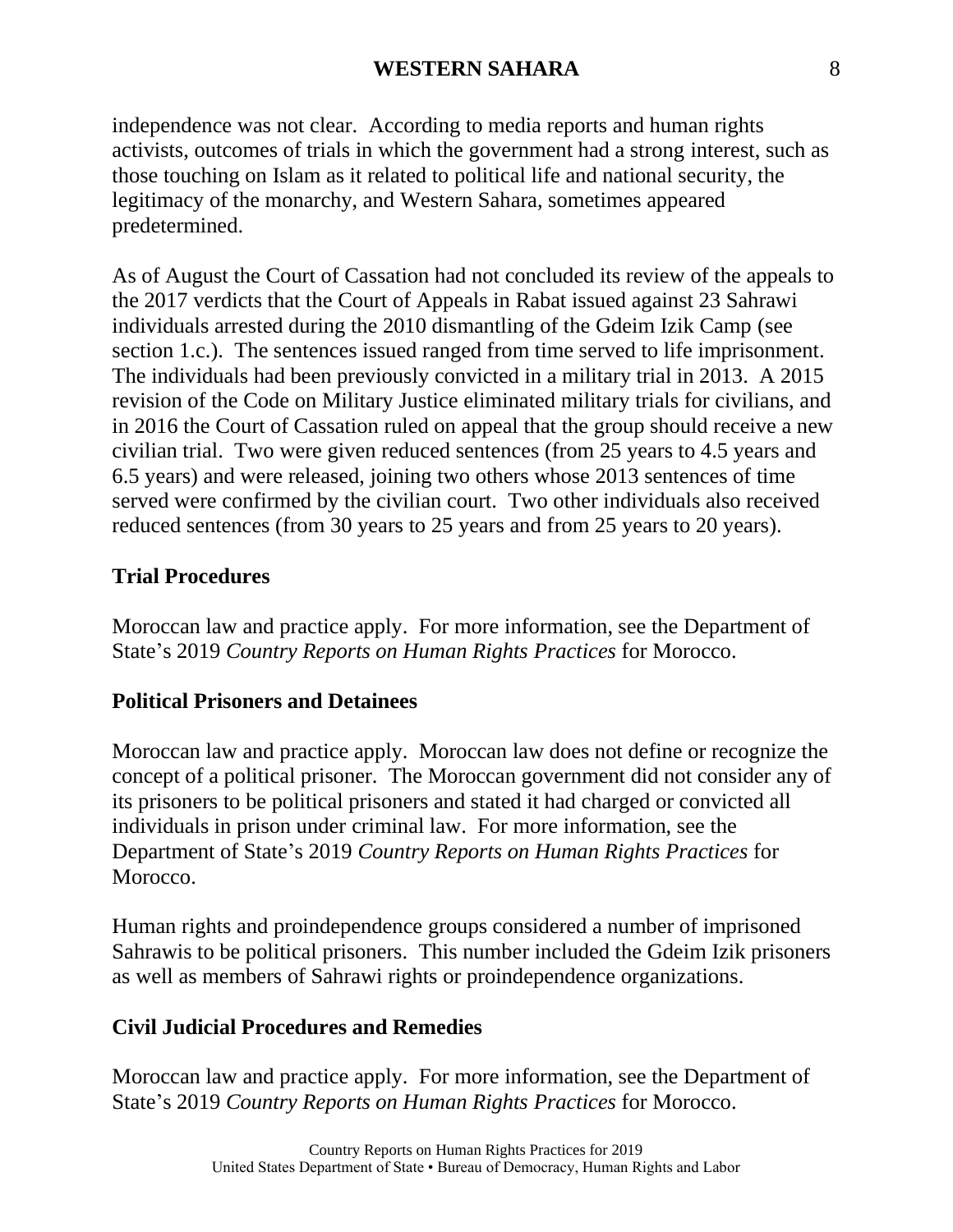independence was not clear. According to media reports and human rights activists, outcomes of trials in which the government had a strong interest, such as those touching on Islam as it related to political life and national security, the legitimacy of the monarchy, and Western Sahara, sometimes appeared predetermined.

As of August the Court of Cassation had not concluded its review of the appeals to the 2017 verdicts that the Court of Appeals in Rabat issued against 23 Sahrawi individuals arrested during the 2010 dismantling of the Gdeim Izik Camp (see section 1.c.). The sentences issued ranged from time served to life imprisonment. The individuals had been previously convicted in a military trial in 2013. A 2015 revision of the Code on Military Justice eliminated military trials for civilians, and in 2016 the Court of Cassation ruled on appeal that the group should receive a new civilian trial. Two were given reduced sentences (from 25 years to 4.5 years and 6.5 years) and were released, joining two others whose 2013 sentences of time served were confirmed by the civilian court. Two other individuals also received reduced sentences (from 30 years to 25 years and from 25 years to 20 years).

**Trial Procedures**

Moroccan law and practice apply. For more information, see the Department of State's 2019 *Country Reports on Human Rights Practices* for Morocco.

**Political Prisoners and Detainees**

Moroccan law and practice apply. Moroccan law does not define or recognize the concept of a political prisoner. The Moroccan government did not consider any of its prisoners to be political prisoners and stated it had charged or convicted all individuals in prison under criminal law. For more information, see the Department of State's 2019 *Country Reports on Human Rights Practices* for Morocco.

Human rights and proindependence groups considered a number of imprisoned Sahrawis to be political prisoners. This number included the Gdeim Izik prisoners as well as members of Sahrawi rights or proindependence organizations.

**Civil Judicial Procedures and Remedies**

Moroccan law and practice apply. For more information, see the Department of State's 2019 *Country Reports on Human Rights Practices* for Morocco.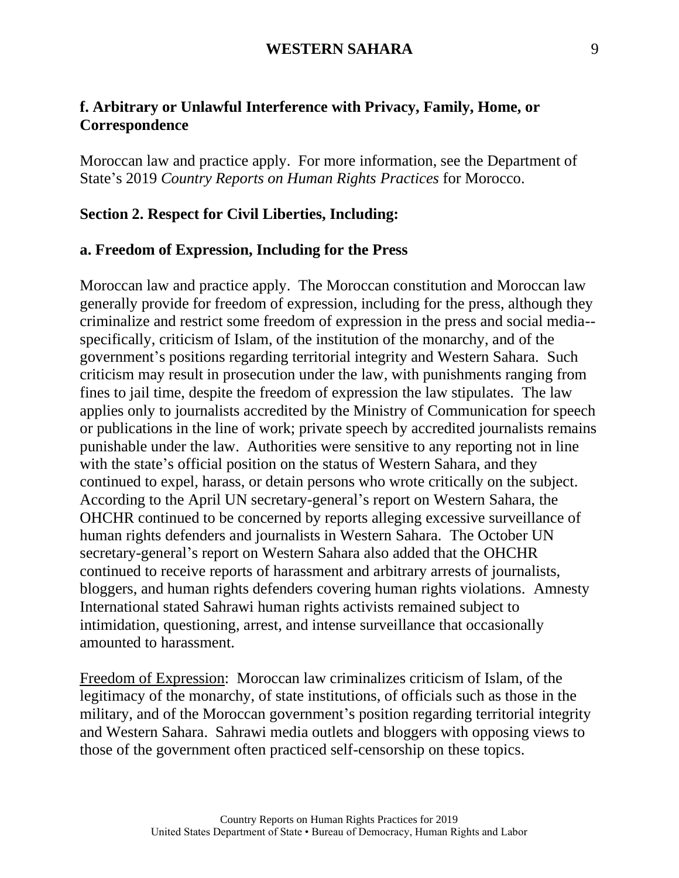### f. Arbitrary or Unlawful Interference with Privacy, Family, Home, or Correspondence

Moroccan law and practice apply. For more information, see the Department of State's 2019 *Country Reports on Human Rights Practices* for Morocco.

## Section 2. Respect for Civil Liberties, Including:

### a. Freedom of Expression, Including for the Press

Moroccan law and practice apply. The Moroccan constitution and Moroccan law generally provide for freedom of expression, including for the press, although they criminalize and restrict some freedom of expression in the press and social media--specifically, criticism of Islam, of the institution of the monarchy, and of the government's positions regarding territorial integrity and Western Sahara. Such criticism may result in prosecution under the law, with punishments ranging from fines to jail time, despite the freedom of expression the law stipulates. The law applies only to journalists accredited by the Ministry of Communication for speech or publications in the line of work; private speech by accredited journalists remains punishable under the law. Authorities were sensitive to any reporting not in line with the state's official position on the status of Western Sahara, and they continued to expel, harass, or detain persons who wrote critically on the subject. According to the April UN secretary-general's report on Western Sahara, the OHCHR continued to be concerned by reports alleging excessive surveillance of human rights defenders and journalists in Western Sahara. The October UN secretary-general's report on Western Sahara also added that the OHCHR continued to receive reports of harassment and arbitrary arrests of journalists, bloggers, and human rights defenders covering human rights violations. Amnesty International stated Sahrawi human rights activists remained subject to intimidation, questioning, arrest, and intense surveillance that occasionally amounted to harassment.

<u>Freedom of Expression</u>: Moroccan law criminalizes criticism of Islam, of the legitimacy of the monarchy, of state institutions, of officials such as those in the military, and of the Moroccan government's position regarding territorial integrity and Western Sahara. Sahrawi media outlets and bloggers with opposing views to those of the government often practiced self-censorship on these topics.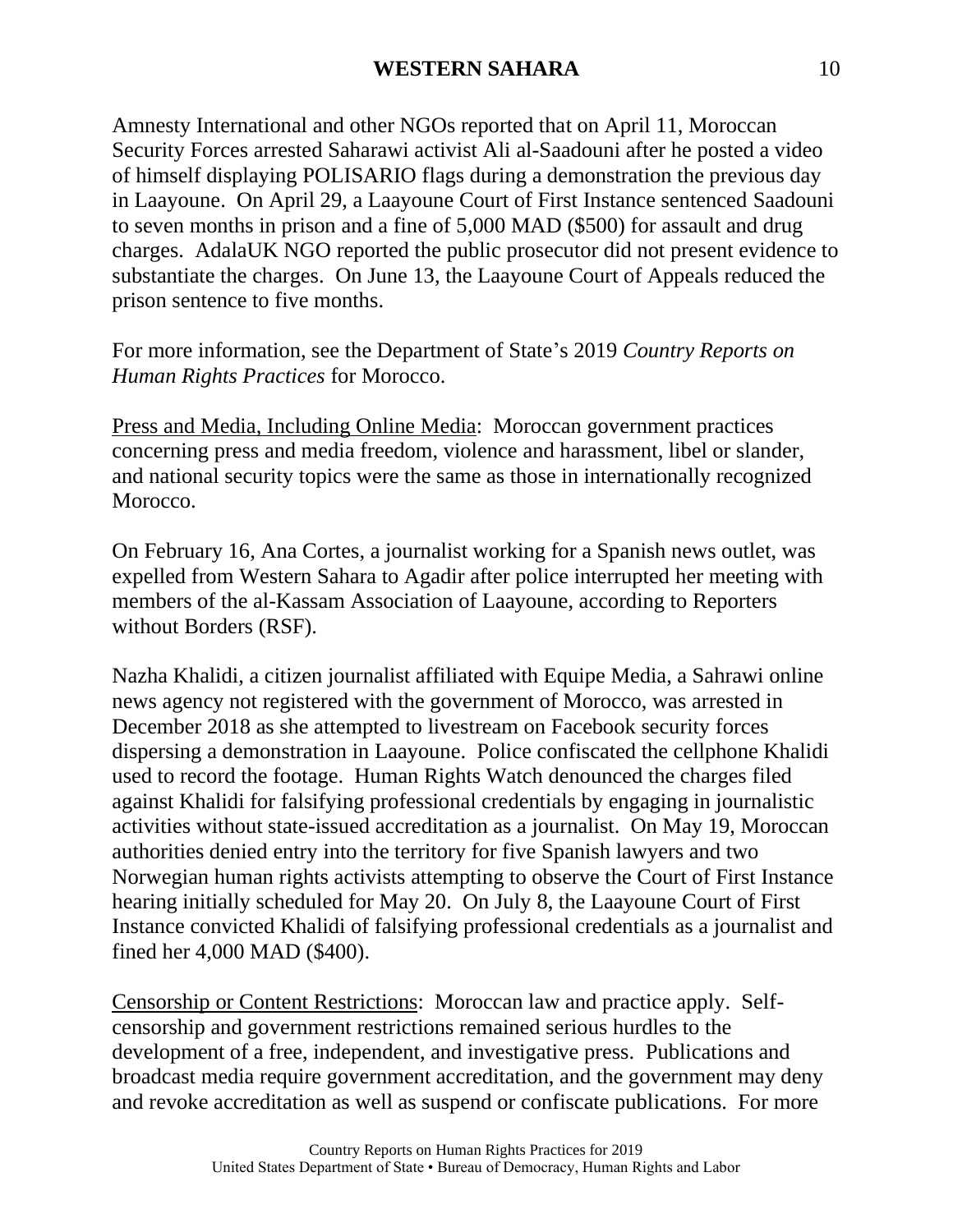Amnesty International and other NGOs reported that on April 11, Moroccan Security Forces arrested Saharawi activist Ali al-Saadouni after he posted a video of himself displaying POLISARIO flags during a demonstration the previous day in Laayoune. On April 29, a Laayoune Court of First Instance sentenced Saadouni to seven months in prison and a fine of 5,000 MAD ($500) for assault and drug charges. AdalaUK NGO reported the public prosecutor did not present evidence to substantiate the charges. On June 13, the Laayoune Court of Appeals reduced the prison sentence to five months.

For more information, see the Department of State's 2019 *Country Reports on Human Rights Practices* for Morocco.

Press and Media, Including Online Media: Moroccan government practices concerning press and media freedom, violence and harassment, libel or slander, and national security topics were the same as those in internationally recognized Morocco.

On February 16, Ana Cortes, a journalist working for a Spanish news outlet, was expelled from Western Sahara to Agadir after police interrupted her meeting with members of the al-Kassam Association of Laayoune, according to Reporters without Borders (RSF).

Nazha Khalidi, a citizen journalist affiliated with Equipe Media, a Sahrawi online news agency not registered with the government of Morocco, was arrested in December 2018 as she attempted to livestream on Facebook security forces dispersing a demonstration in Laayoune. Police confiscated the cellphone Khalidi used to record the footage. Human Rights Watch denounced the charges filed against Khalidi for falsifying professional credentials by engaging in journalistic activities without state-issued accreditation as a journalist. On May 19, Moroccan authorities denied entry into the territory for five Spanish lawyers and two Norwegian human rights activists attempting to observe the Court of First Instance hearing initially scheduled for May 20. On July 8, the Laayoune Court of First Instance convicted Khalidi of falsifying professional credentials as a journalist and fined her 4,000 MAD ($400).

Censorship or Content Restrictions: Moroccan law and practice apply. Self-censorship and government restrictions remained serious hurdles to the development of a free, independent, and investigative press. Publications and broadcast media require government accreditation, and the government may deny and revoke accreditation as well as suspend or confiscate publications. For more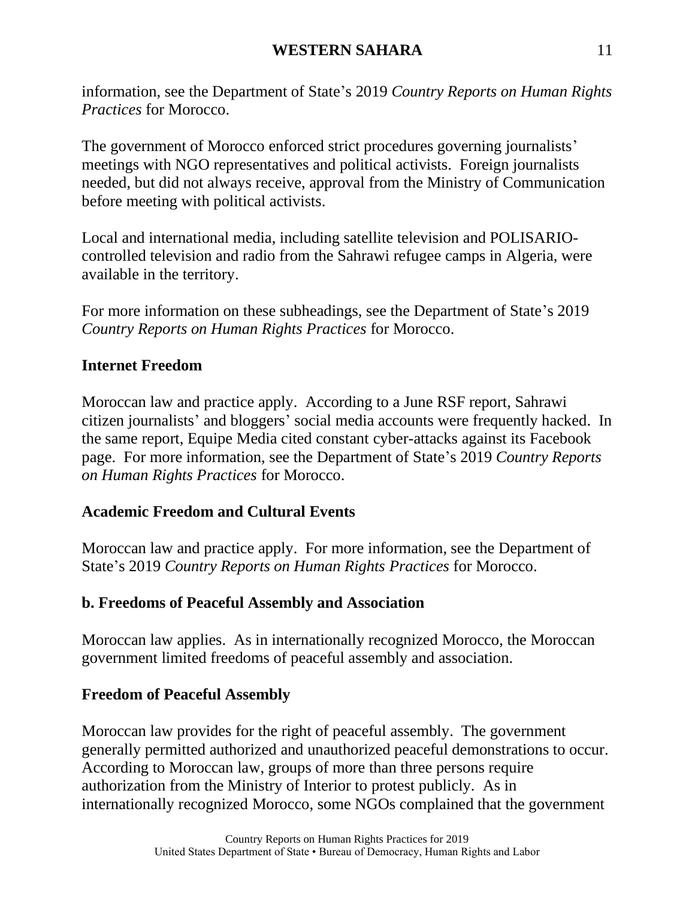information, see the Department of State's 2019 *Country Reports on Human Rights Practices* for Morocco.

The government of Morocco enforced strict procedures governing journalists' meetings with NGO representatives and political activists. Foreign journalists needed, but did not always receive, approval from the Ministry of Communication before meeting with political activists.

Local and international media, including satellite television and POLISARIO-controlled television and radio from the Sahrawi refugee camps in Algeria, were available in the territory.

For more information on these subheadings, see the Department of State's 2019 *Country Reports on Human Rights Practices* for Morocco.

### Internet Freedom

Moroccan law and practice apply. According to a June RSF report, Sahrawi citizen journalists' and bloggers' social media accounts were frequently hacked. In the same report, Equipe Media cited constant cyber-attacks against its Facebook page. For more information, see the Department of State's 2019 *Country Reports on Human Rights Practices* for Morocco.

### Academic Freedom and Cultural Events

Moroccan law and practice apply. For more information, see the Department of State's 2019 *Country Reports on Human Rights Practices* for Morocco.

## b. Freedoms of Peaceful Assembly and Association

Moroccan law applies. As in internationally recognized Morocco, the Moroccan government limited freedoms of peaceful assembly and association.

### Freedom of Peaceful Assembly

Moroccan law provides for the right of peaceful assembly. The government generally permitted authorized and unauthorized peaceful demonstrations to occur. According to Moroccan law, groups of more than three persons require authorization from the Ministry of Interior to protest publicly. As in internationally recognized Morocco, some NGOs complained that the government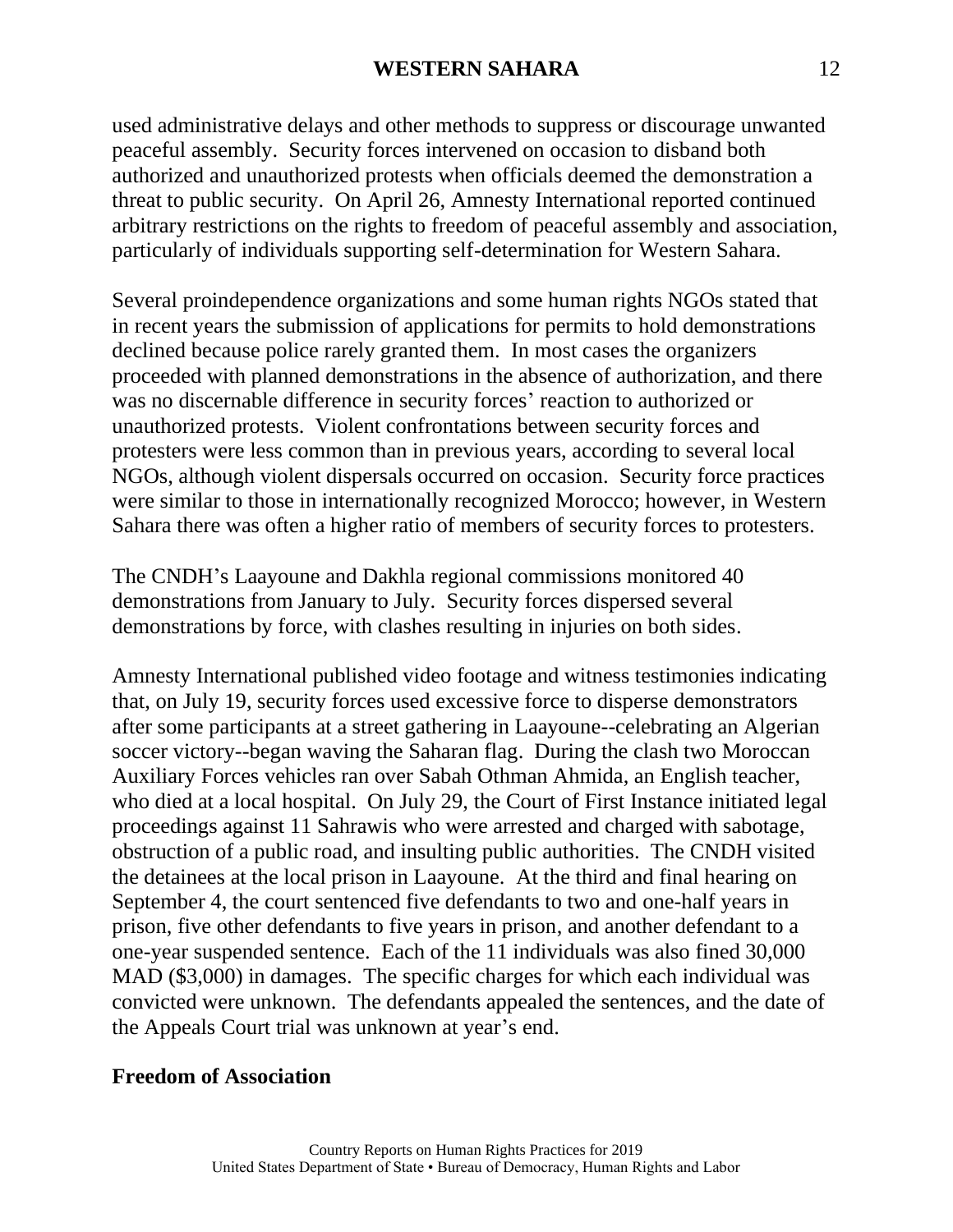used administrative delays and other methods to suppress or discourage unwanted peaceful assembly. Security forces intervened on occasion to disband both authorized and unauthorized protests when officials deemed the demonstration a threat to public security. On April 26, Amnesty International reported continued arbitrary restrictions on the rights to freedom of peaceful assembly and association, particularly of individuals supporting self-determination for Western Sahara.

Several proindependence organizations and some human rights NGOs stated that in recent years the submission of applications for permits to hold demonstrations declined because police rarely granted them. In most cases the organizers proceeded with planned demonstrations in the absence of authorization, and there was no discernable difference in security forces' reaction to authorized or unauthorized protests. Violent confrontations between security forces and protesters were less common than in previous years, according to several local NGOs, although violent dispersals occurred on occasion. Security force practices were similar to those in internationally recognized Morocco; however, in Western Sahara there was often a higher ratio of members of security forces to protesters.

The CNDH's Laayoune and Dakhla regional commissions monitored 40 demonstrations from January to July. Security forces dispersed several demonstrations by force, with clashes resulting in injuries on both sides.

Amnesty International published video footage and witness testimonies indicating that, on July 19, security forces used excessive force to disperse demonstrators after some participants at a street gathering in Laayoune--celebrating an Algerian soccer victory--began waving the Saharan flag. During the clash two Moroccan Auxiliary Forces vehicles ran over Sabah Othman Ahmida, an English teacher, who died at a local hospital. On July 29, the Court of First Instance initiated legal proceedings against 11 Sahrawis who were arrested and charged with sabotage, obstruction of a public road, and insulting public authorities. The CNDH visited the detainees at the local prison in Laayoune. At the third and final hearing on September 4, the court sentenced five defendants to two and one-half years in prison, five other defendants to five years in prison, and another defendant to a one-year suspended sentence. Each of the 11 individuals was also fined 30,000 MAD ($3,000) in damages. The specific charges for which each individual was convicted were unknown. The defendants appealed the sentences, and the date of the Appeals Court trial was unknown at year's end.

**Freedom of Association**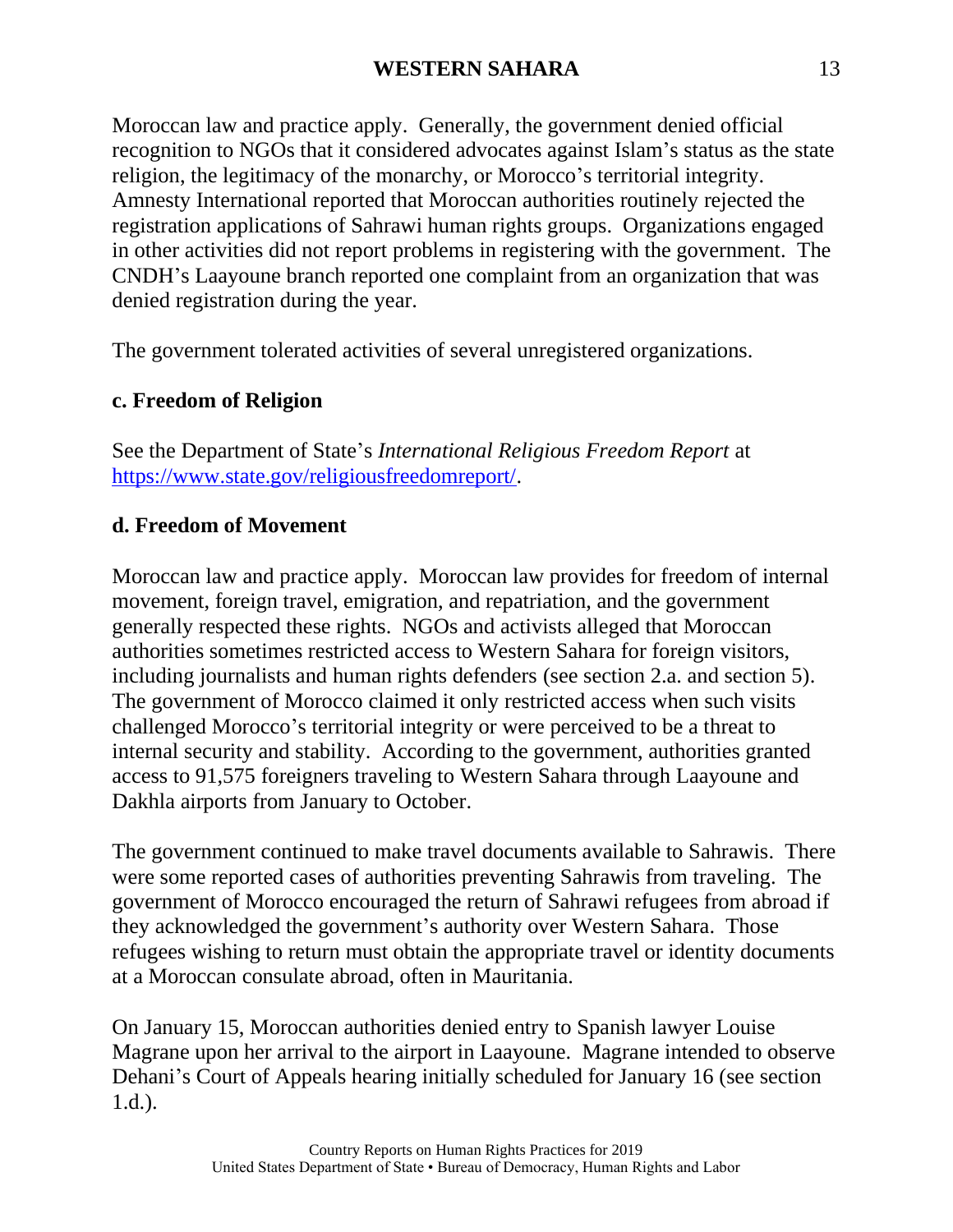Moroccan law and practice apply. Generally, the government denied official recognition to NGOs that it considered advocates against Islam's status as the state religion, the legitimacy of the monarchy, or Morocco's territorial integrity. Amnesty International reported that Moroccan authorities routinely rejected the registration applications of Sahrawi human rights groups. Organizations engaged in other activities did not report problems in registering with the government. The CNDH's Laayoune branch reported one complaint from an organization that was denied registration during the year.

The government tolerated activities of several unregistered organizations.

### c. Freedom of Religion

See the Department of State's *International Religious Freedom Report* at https://www.state.gov/religiousfreedomreport/.

### d. Freedom of Movement

Moroccan law and practice apply. Moroccan law provides for freedom of internal movement, foreign travel, emigration, and repatriation, and the government generally respected these rights. NGOs and activists alleged that Moroccan authorities sometimes restricted access to Western Sahara for foreign visitors, including journalists and human rights defenders (see section 2.a. and section 5). The government of Morocco claimed it only restricted access when such visits challenged Morocco's territorial integrity or were perceived to be a threat to internal security and stability. According to the government, authorities granted access to 91,575 foreigners traveling to Western Sahara through Laayoune and Dakhla airports from January to October.

The government continued to make travel documents available to Sahrawis. There were some reported cases of authorities preventing Sahrawis from traveling. The government of Morocco encouraged the return of Sahrawi refugees from abroad if they acknowledged the government's authority over Western Sahara. Those refugees wishing to return must obtain the appropriate travel or identity documents at a Moroccan consulate abroad, often in Mauritania.

On January 15, Moroccan authorities denied entry to Spanish lawyer Louise Magrane upon her arrival to the airport in Laayoune. Magrane intended to observe Dehani's Court of Appeals hearing initially scheduled for January 16 (see section 1.d.).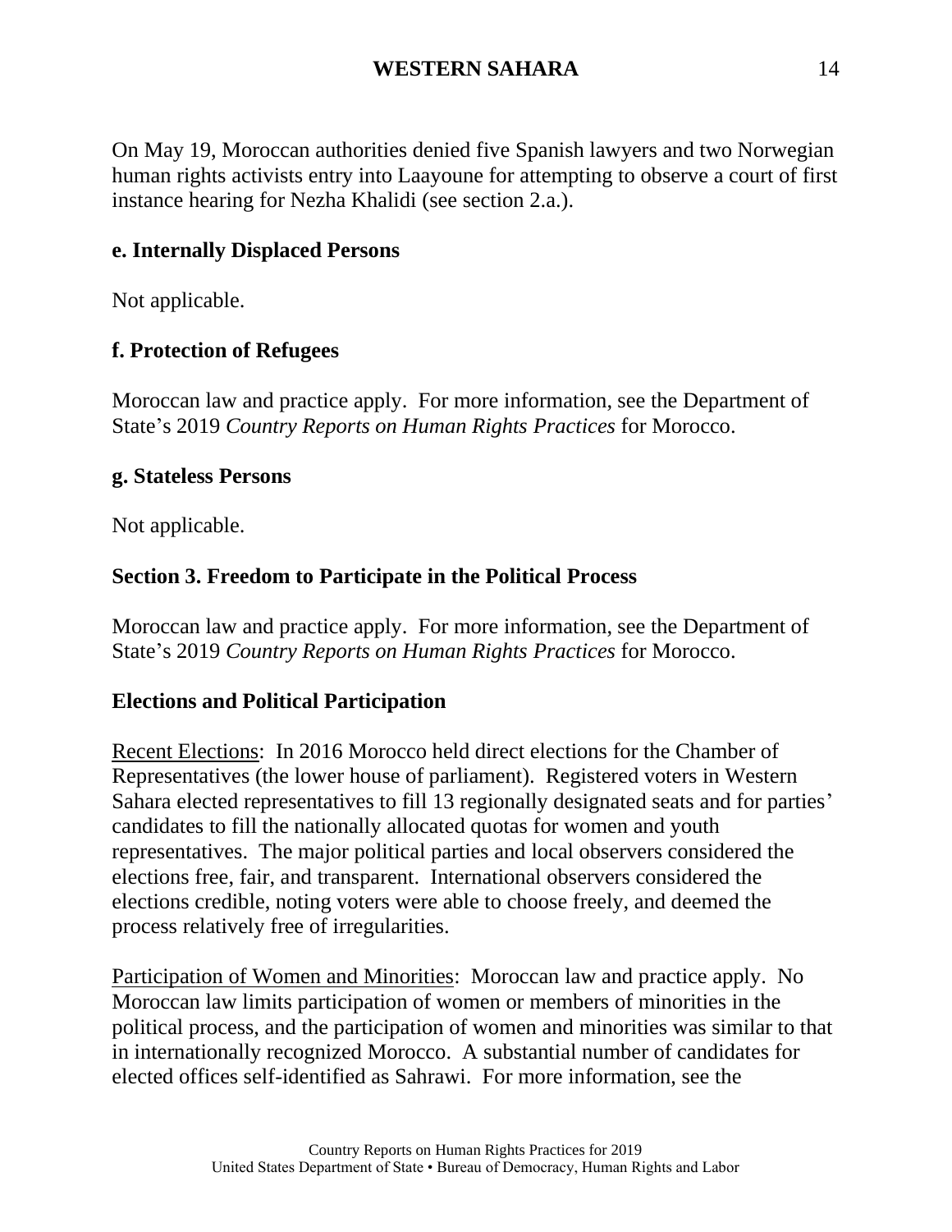On May 19, Moroccan authorities denied five Spanish lawyers and two Norwegian human rights activists entry into Laayoune for attempting to observe a court of first instance hearing for Nezha Khalidi (see section 2.a.).

### e. Internally Displaced Persons

Not applicable.

### f. Protection of Refugees

Moroccan law and practice apply. For more information, see the Department of State's 2019 *Country Reports on Human Rights Practices* for Morocco.

### g. Stateless Persons

Not applicable.

## Section 3. Freedom to Participate in the Political Process

Moroccan law and practice apply. For more information, see the Department of State's 2019 *Country Reports on Human Rights Practices* for Morocco.

### Elections and Political Participation

Recent Elections: In 2016 Morocco held direct elections for the Chamber of Representatives (the lower house of parliament). Registered voters in Western Sahara elected representatives to fill 13 regionally designated seats and for parties' candidates to fill the nationally allocated quotas for women and youth representatives. The major political parties and local observers considered the elections free, fair, and transparent. International observers considered the elections credible, noting voters were able to choose freely, and deemed the process relatively free of irregularities.

Participation of Women and Minorities: Moroccan law and practice apply. No Moroccan law limits participation of women or members of minorities in the political process, and the participation of women and minorities was similar to that in internationally recognized Morocco. A substantial number of candidates for elected offices self-identified as Sahrawi. For more information, see the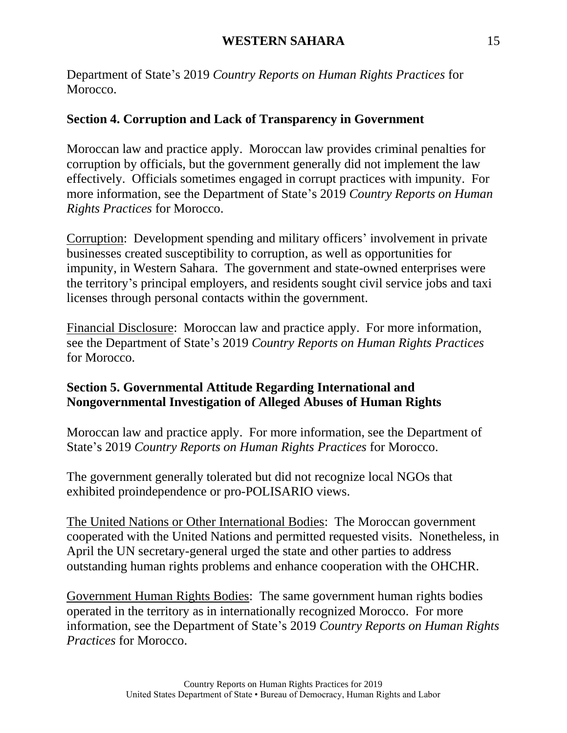Department of State's 2019 *Country Reports on Human Rights Practices* for Morocco.

## Section 4. Corruption and Lack of Transparency in Government

Moroccan law and practice apply. Moroccan law provides criminal penalties for corruption by officials, but the government generally did not implement the law effectively. Officials sometimes engaged in corrupt practices with impunity. For more information, see the Department of State's 2019 *Country Reports on Human Rights Practices* for Morocco.

Corruption: Development spending and military officers' involvement in private businesses created susceptibility to corruption, as well as opportunities for impunity, in Western Sahara. The government and state-owned enterprises were the territory's principal employers, and residents sought civil service jobs and taxi licenses through personal contacts within the government.

Financial Disclosure: Moroccan law and practice apply. For more information, see the Department of State's 2019 *Country Reports on Human Rights Practices* for Morocco.

## Section 5. Governmental Attitude Regarding International and Nongovernmental Investigation of Alleged Abuses of Human Rights

Moroccan law and practice apply. For more information, see the Department of State's 2019 *Country Reports on Human Rights Practices* for Morocco.

The government generally tolerated but did not recognize local NGOs that exhibited proindependence or pro-POLISARIO views.

The United Nations or Other International Bodies: The Moroccan government cooperated with the United Nations and permitted requested visits. Nonetheless, in April the UN secretary-general urged the state and other parties to address outstanding human rights problems and enhance cooperation with the OHCHR.

Government Human Rights Bodies: The same government human rights bodies operated in the territory as in internationally recognized Morocco. For more information, see the Department of State's 2019 *Country Reports on Human Rights Practices* for Morocco.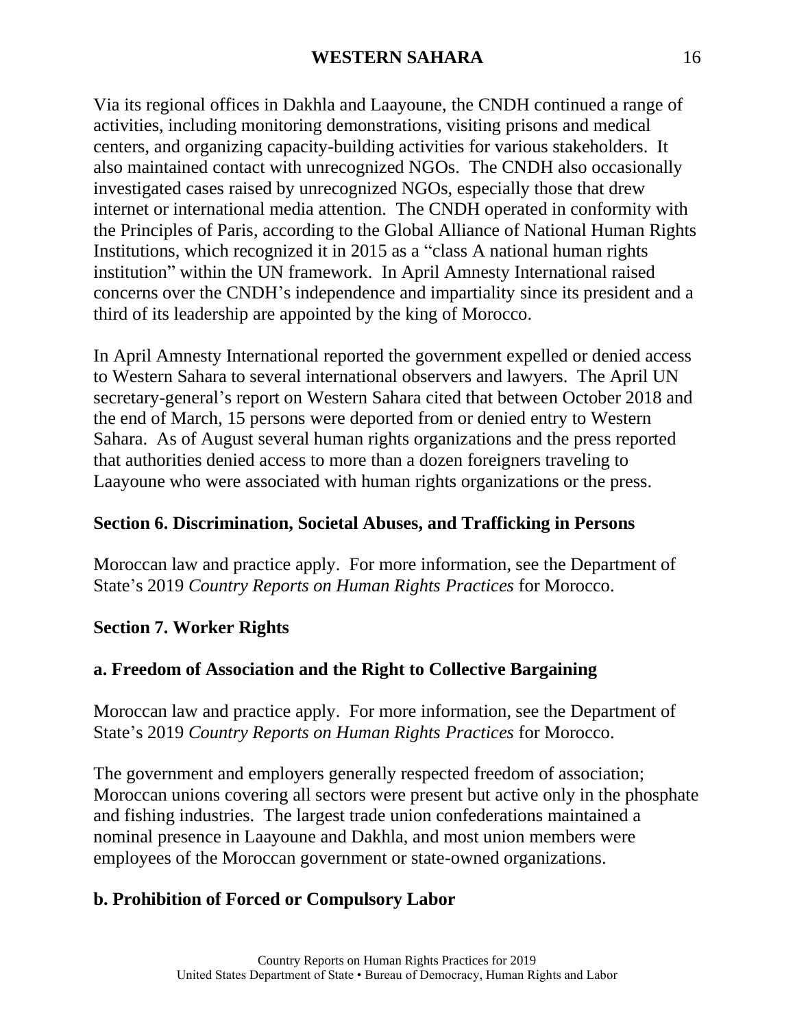Via its regional offices in Dakhla and Laayoune, the CNDH continued a range of activities, including monitoring demonstrations, visiting prisons and medical centers, and organizing capacity-building activities for various stakeholders. It also maintained contact with unrecognized NGOs. The CNDH also occasionally investigated cases raised by unrecognized NGOs, especially those that drew internet or international media attention. The CNDH operated in conformity with the Principles of Paris, according to the Global Alliance of National Human Rights Institutions, which recognized it in 2015 as a "class A national human rights institution" within the UN framework. In April Amnesty International raised concerns over the CNDH's independence and impartiality since its president and a third of its leadership are appointed by the king of Morocco.

In April Amnesty International reported the government expelled or denied access to Western Sahara to several international observers and lawyers. The April UN secretary-general's report on Western Sahara cited that between October 2018 and the end of March, 15 persons were deported from or denied entry to Western Sahara. As of August several human rights organizations and the press reported that authorities denied access to more than a dozen foreigners traveling to Laayoune who were associated with human rights organizations or the press.

## Section 6. Discrimination, Societal Abuses, and Trafficking in Persons

Moroccan law and practice apply. For more information, see the Department of State's 2019 *Country Reports on Human Rights Practices* for Morocco.

## Section 7. Worker Rights

### a. Freedom of Association and the Right to Collective Bargaining

Moroccan law and practice apply. For more information, see the Department of State's 2019 *Country Reports on Human Rights Practices* for Morocco.

The government and employers generally respected freedom of association; Moroccan unions covering all sectors were present but active only in the phosphate and fishing industries. The largest trade union confederations maintained a nominal presence in Laayoune and Dakhla, and most union members were employees of the Moroccan government or state-owned organizations.

### b. Prohibition of Forced or Compulsory Labor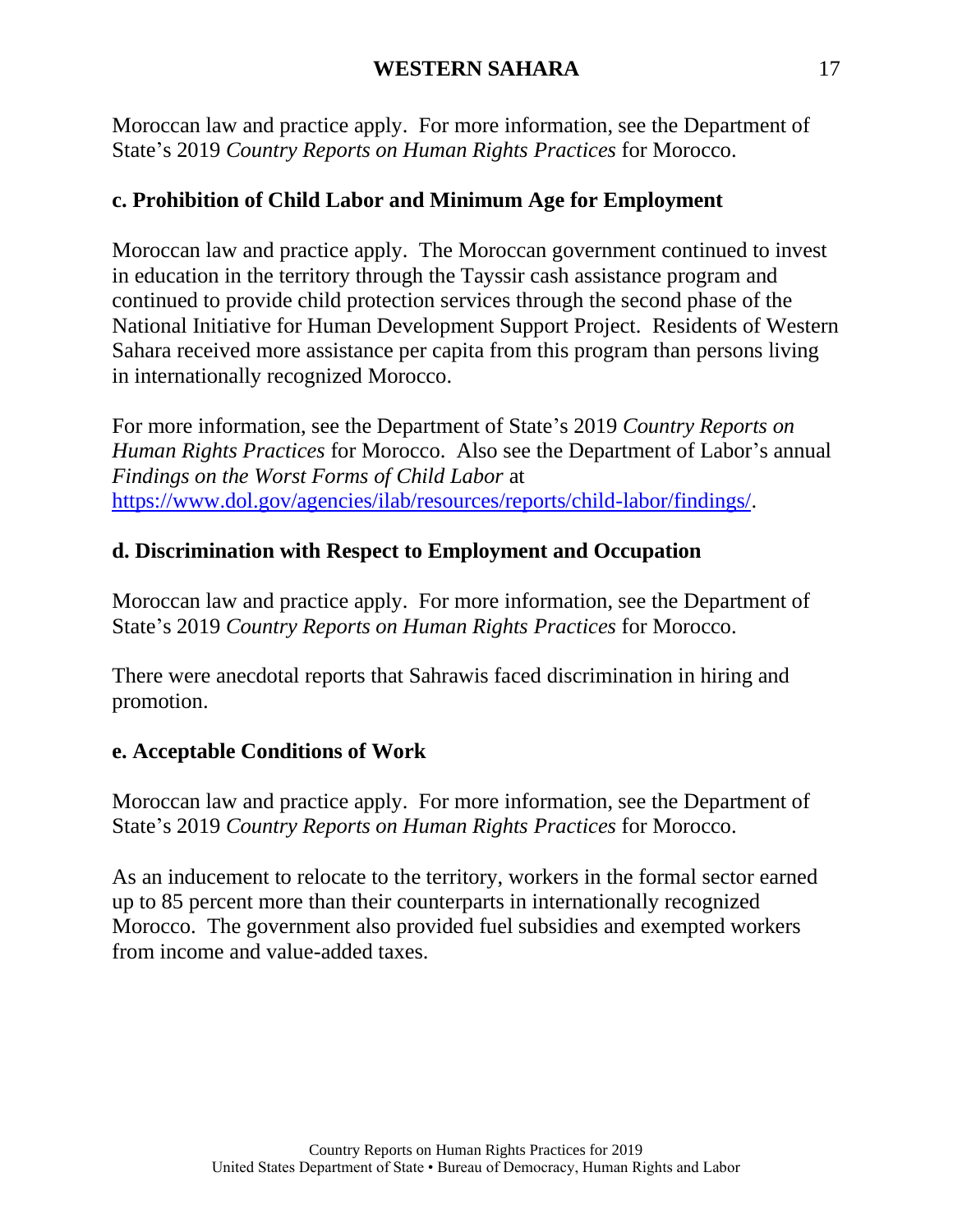Moroccan law and practice apply. For more information, see the Department of State's 2019 *Country Reports on Human Rights Practices* for Morocco.

### c. Prohibition of Child Labor and Minimum Age for Employment

Moroccan law and practice apply. The Moroccan government continued to invest in education in the territory through the Tayssir cash assistance program and continued to provide child protection services through the second phase of the National Initiative for Human Development Support Project. Residents of Western Sahara received more assistance per capita from this program than persons living in internationally recognized Morocco.

For more information, see the Department of State's 2019 *Country Reports on Human Rights Practices* for Morocco. Also see the Department of Labor's annual *Findings on the Worst Forms of Child Labor* at https://www.dol.gov/agencies/ilab/resources/reports/child-labor/findings/.

### d. Discrimination with Respect to Employment and Occupation

Moroccan law and practice apply. For more information, see the Department of State's 2019 *Country Reports on Human Rights Practices* for Morocco.

There were anecdotal reports that Sahrawis faced discrimination in hiring and promotion.

### e. Acceptable Conditions of Work

Moroccan law and practice apply. For more information, see the Department of State's 2019 *Country Reports on Human Rights Practices* for Morocco.

As an inducement to relocate to the territory, workers in the formal sector earned up to 85 percent more than their counterparts in internationally recognized Morocco. The government also provided fuel subsidies and exempted workers from income and value-added taxes.